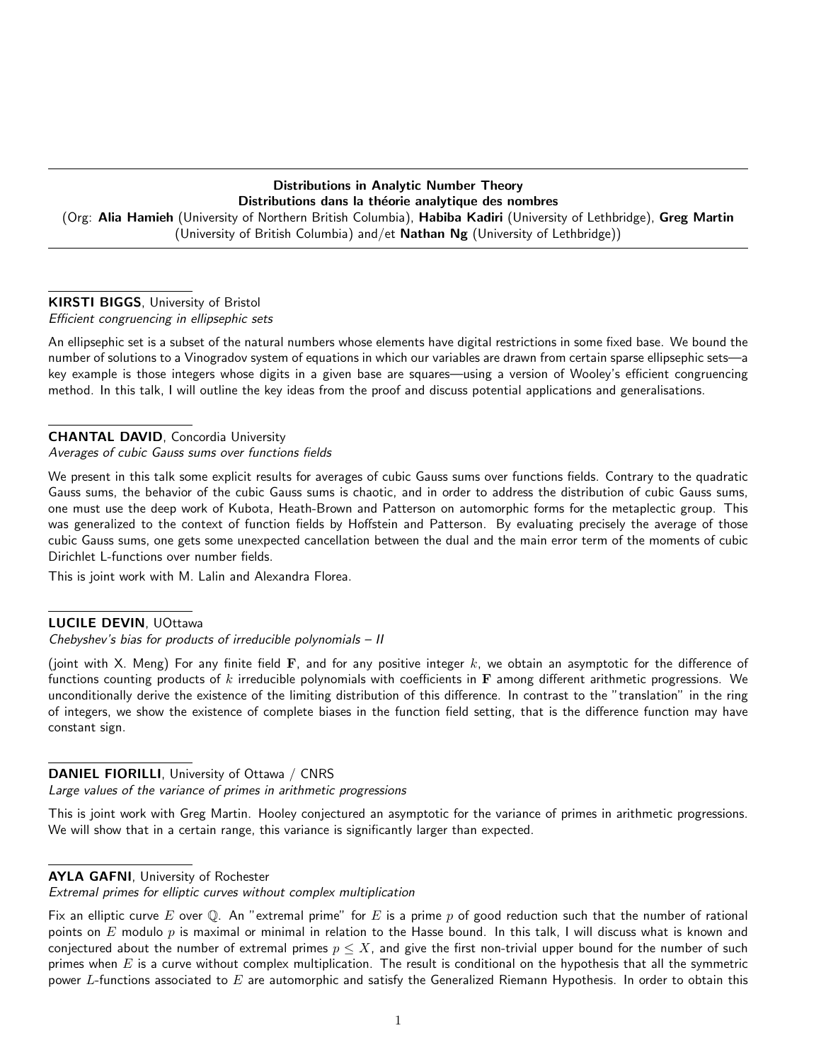## Distributions in Analytic Number Theory
## Distributions dans la théorie analytique des nombres

(Org: **Alia Hamieh** (University of Northern British Columbia), **Habiba Kadiri** (University of Lethbridge), **Greg Martin** (University of British Columbia) and/et **Nathan Ng** (University of Lethbridge))

---

**KIRSTI BIGGS**, University of Bristol
*Efficient congruencing in ellipsephic sets*

An ellipsephic set is a subset of the natural numbers whose elements have digital restrictions in some fixed base. We bound the number of solutions to a Vinogradov system of equations in which our variables are drawn from certain sparse ellipsephic sets—a key example is those integers whose digits in a given base are squares—using a version of Wooley's efficient congruencing method. In this talk, I will outline the key ideas from the proof and discuss potential applications and generalisations.

---

**CHANTAL DAVID**, Concordia University
*Averages of cubic Gauss sums over functions fields*

We present in this talk some explicit results for averages of cubic Gauss sums over functions fields. Contrary to the quadratic Gauss sums, the behavior of the cubic Gauss sums is chaotic, and in order to address the distribution of cubic Gauss sums, one must use the deep work of Kubota, Heath-Brown and Patterson on automorphic forms for the metaplectic group. This was generalized to the context of function fields by Hoffstein and Patterson. By evaluating precisely the average of those cubic Gauss sums, one gets some unexpected cancellation between the dual and the main error term of the moments of cubic Dirichlet L-functions over number fields.

This is joint work with M. Lalin and Alexandra Florea.

---

**LUCILE DEVIN**, UOttawa
*Chebyshev's bias for products of irreducible polynomials – II*

(joint with X. Meng) For any finite field $\mathbf{F}$, and for any positive integer $k$, we obtain an asymptotic for the difference of functions counting products of $k$ irreducible polynomials with coefficients in $\mathbf{F}$ among different arithmetic progressions. We unconditionally derive the existence of the limiting distribution of this difference. In contrast to the "translation" in the ring of integers, we show the existence of complete biases in the function field setting, that is the difference function may have constant sign.

---

**DANIEL FIORILLI**, University of Ottawa / CNRS
*Large values of the variance of primes in arithmetic progressions*

This is joint work with Greg Martin. Hooley conjectured an asymptotic for the variance of primes in arithmetic progressions. We will show that in a certain range, this variance is significantly larger than expected.

---

**AYLA GAFNI**, University of Rochester
*Extremal primes for elliptic curves without complex multiplication*

Fix an elliptic curve $E$ over $\mathbb{Q}$. An "extremal prime" for $E$ is a prime $p$ of good reduction such that the number of rational points on $E$ modulo $p$ is maximal or minimal in relation to the Hasse bound. In this talk, I will discuss what is known and conjectured about the number of extremal primes $p \leq X$, and give the first non-trivial upper bound for the number of such primes when $E$ is a curve without complex multiplication. The result is conditional on the hypothesis that all the symmetric power $L$-functions associated to $E$ are automorphic and satisfy the Generalized Riemann Hypothesis. In order to obtain this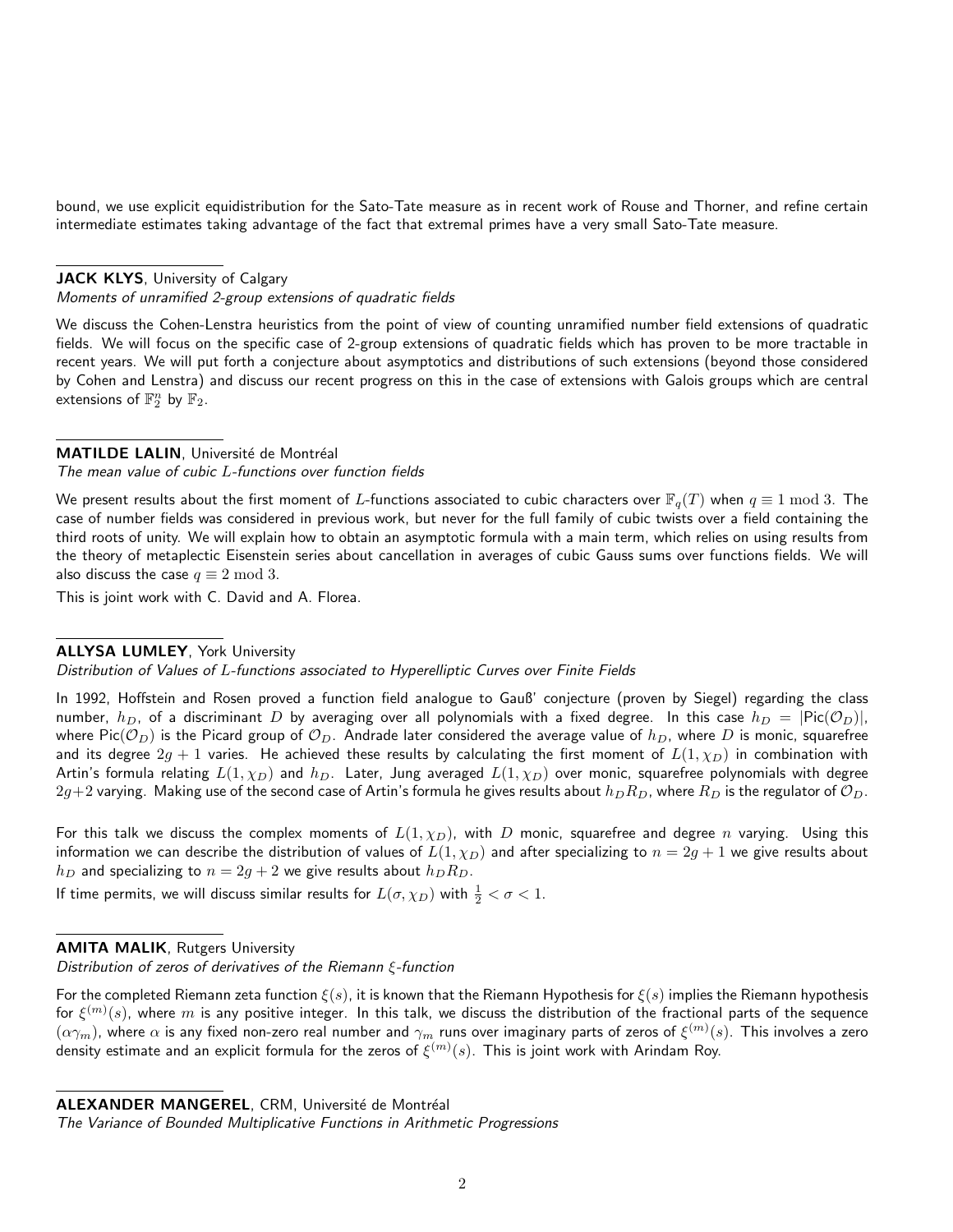bound, we use explicit equidistribution for the Sato-Tate measure as in recent work of Rouse and Thorner, and refine certain intermediate estimates taking advantage of the fact that extremal primes have a very small Sato-Tate measure.

**JACK KLYS**, University of Calgary
*Moments of unramified 2-group extensions of quadratic fields*

We discuss the Cohen-Lenstra heuristics from the point of view of counting unramified number field extensions of quadratic fields. We will focus on the specific case of 2-group extensions of quadratic fields which has proven to be more tractable in recent years. We will put forth a conjecture about asymptotics and distributions of such extensions (beyond those considered by Cohen and Lenstra) and discuss our recent progress on this in the case of extensions with Galois groups which are central extensions of $\mathbb{F}_2^n$ by $\mathbb{F}_2$.

**MATILDE LALIN**, Université de Montréal
*The mean value of cubic $L$-functions over function fields*

We present results about the first moment of $L$-functions associated to cubic characters over $\mathbb{F}_q(T)$ when $q \equiv 1 \bmod 3$. The case of number fields was considered in previous work, but never for the full family of cubic twists over a field containing the third roots of unity. We will explain how to obtain an asymptotic formula with a main term, which relies on using results from the theory of metaplectic Eisenstein series about cancellation in averages of cubic Gauss sums over functions fields. We will also discuss the case $q \equiv 2 \bmod 3$.

This is joint work with C. David and A. Florea.

**ALLYSA LUMLEY**, York University
*Distribution of Values of $L$-functions associated to Hyperelliptic Curves over Finite Fields*

In 1992, Hoffstein and Rosen proved a function field analogue to Gauß' conjecture (proven by Siegel) regarding the class number, $h_D$, of a discriminant $D$ by averaging over all polynomials with a fixed degree. In this case $h_D = |\mathrm{Pic}(\mathcal{O}_D)|$, where $\mathrm{Pic}(\mathcal{O}_D)$ is the Picard group of $\mathcal{O}_D$. Andrade later considered the average value of $h_D$, where $D$ is monic, squarefree and its degree $2g+1$ varies. He achieved these results by calculating the first moment of $L(1,\chi_D)$ in combination with Artin's formula relating $L(1,\chi_D)$ and $h_D$. Later, Jung averaged $L(1,\chi_D)$ over monic, squarefree polynomials with degree $2g+2$ varying. Making use of the second case of Artin's formula he gives results about $h_D R_D$, where $R_D$ is the regulator of $\mathcal{O}_D$.

For this talk we discuss the complex moments of $L(1,\chi_D)$, with $D$ monic, squarefree and degree $n$ varying. Using this information we can describe the distribution of values of $L(1,\chi_D)$ and after specializing to $n = 2g+1$ we give results about $h_D$ and specializing to $n = 2g+2$ we give results about $h_D R_D$.

If time permits, we will discuss similar results for $L(\sigma,\chi_D)$ with $\frac{1}{2} < \sigma < 1$.

**AMITA MALIK**, Rutgers University
*Distribution of zeros of derivatives of the Riemann $\xi$-function*

For the completed Riemann zeta function $\xi(s)$, it is known that the Riemann Hypothesis for $\xi(s)$ implies the Riemann hypothesis for $\xi^{(m)}(s)$, where $m$ is any positive integer. In this talk, we discuss the distribution of the fractional parts of the sequence $(\alpha\gamma_m)$, where $\alpha$ is any fixed non-zero real number and $\gamma_m$ runs over imaginary parts of zeros of $\xi^{(m)}(s)$. This involves a zero density estimate and an explicit formula for the zeros of $\xi^{(m)}(s)$. This is joint work with Arindam Roy.

**ALEXANDER MANGEREL**, CRM, Université de Montréal
*The Variance of Bounded Multiplicative Functions in Arithmetic Progressions*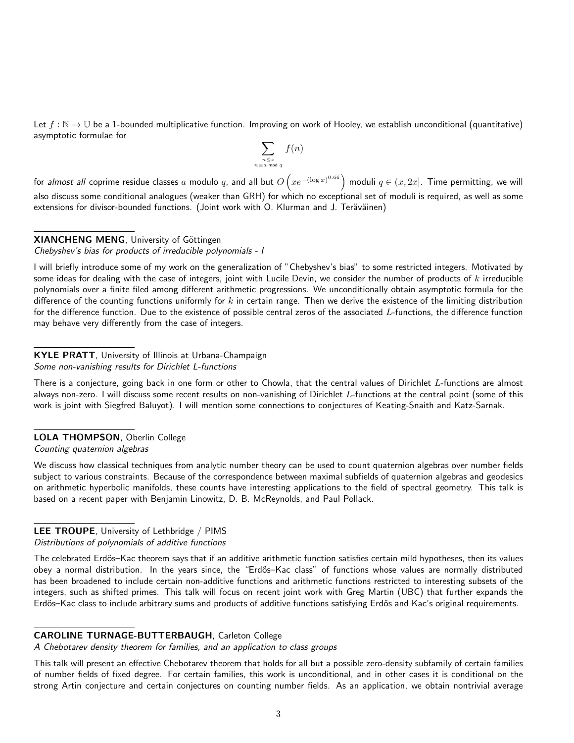Let $f : \mathbb{N} \to \mathbb{U}$ be a 1-bounded multiplicative function. Improving on work of Hooley, we establish unconditional (quantitative) asymptotic formulae for

$$\sum_{\substack{n \leq x \\ n \equiv a \bmod q}} f(n)$$

for *almost all* coprime residue classes $a$ modulo $q$, and all but $O\left(xe^{-(\log x)^{0.66}}\right)$ moduli $q \in (x, 2x]$. Time permitting, we will also discuss some conditional analogues (weaker than GRH) for which no exceptional set of moduli is required, as well as some extensions for divisor-bounded functions. (Joint work with O. Klurman and J. Teräväinen)

**XIANCHENG MENG**, University of Göttingen
*Chebyshev's bias for products of irreducible polynomials - I*

I will briefly introduce some of my work on the generalization of "Chebyshev's bias" to some restricted integers. Motivated by some ideas for dealing with the case of integers, joint with Lucile Devin, we consider the number of products of $k$ irreducible polynomials over a finite filed among different arithmetic progressions. We unconditionally obtain asymptotic formula for the difference of the counting functions uniformly for $k$ in certain range. Then we derive the existence of the limiting distribution for the difference function. Due to the existence of possible central zeros of the associated $L$-functions, the difference function may behave very differently from the case of integers.

**KYLE PRATT**, University of Illinois at Urbana-Champaign
*Some non-vanishing results for Dirichlet L-functions*

There is a conjecture, going back in one form or other to Chowla, that the central values of Dirichlet $L$-functions are almost always non-zero. I will discuss some recent results on non-vanishing of Dirichlet $L$-functions at the central point (some of this work is joint with Siegfred Baluyot). I will mention some connections to conjectures of Keating-Snaith and Katz-Sarnak.

**LOLA THOMPSON**, Oberlin College
*Counting quaternion algebras*

We discuss how classical techniques from analytic number theory can be used to count quaternion algebras over number fields subject to various constraints. Because of the correspondence between maximal subfields of quaternion algebras and geodesics on arithmetic hyperbolic manifolds, these counts have interesting applications to the field of spectral geometry. This talk is based on a recent paper with Benjamin Linowitz, D. B. McReynolds, and Paul Pollack.

**LEE TROUPE**, University of Lethbridge / PIMS
*Distributions of polynomials of additive functions*

The celebrated Erdős–Kac theorem says that if an additive arithmetic function satisfies certain mild hypotheses, then its values obey a normal distribution. In the years since, the "Erdős–Kac class" of functions whose values are normally distributed has been broadened to include certain non-additive functions and arithmetic functions restricted to interesting subsets of the integers, such as shifted primes. This talk will focus on recent joint work with Greg Martin (UBC) that further expands the Erdős–Kac class to include arbitrary sums and products of additive functions satisfying Erdős and Kac's original requirements.

**CAROLINE TURNAGE-BUTTERBAUGH**, Carleton College
*A Chebotarev density theorem for families, and an application to class groups*

This talk will present an effective Chebotarev theorem that holds for all but a possible zero-density subfamily of certain families of number fields of fixed degree. For certain families, this work is unconditional, and in other cases it is conditional on the strong Artin conjecture and certain conjectures on counting number fields. As an application, we obtain nontrivial average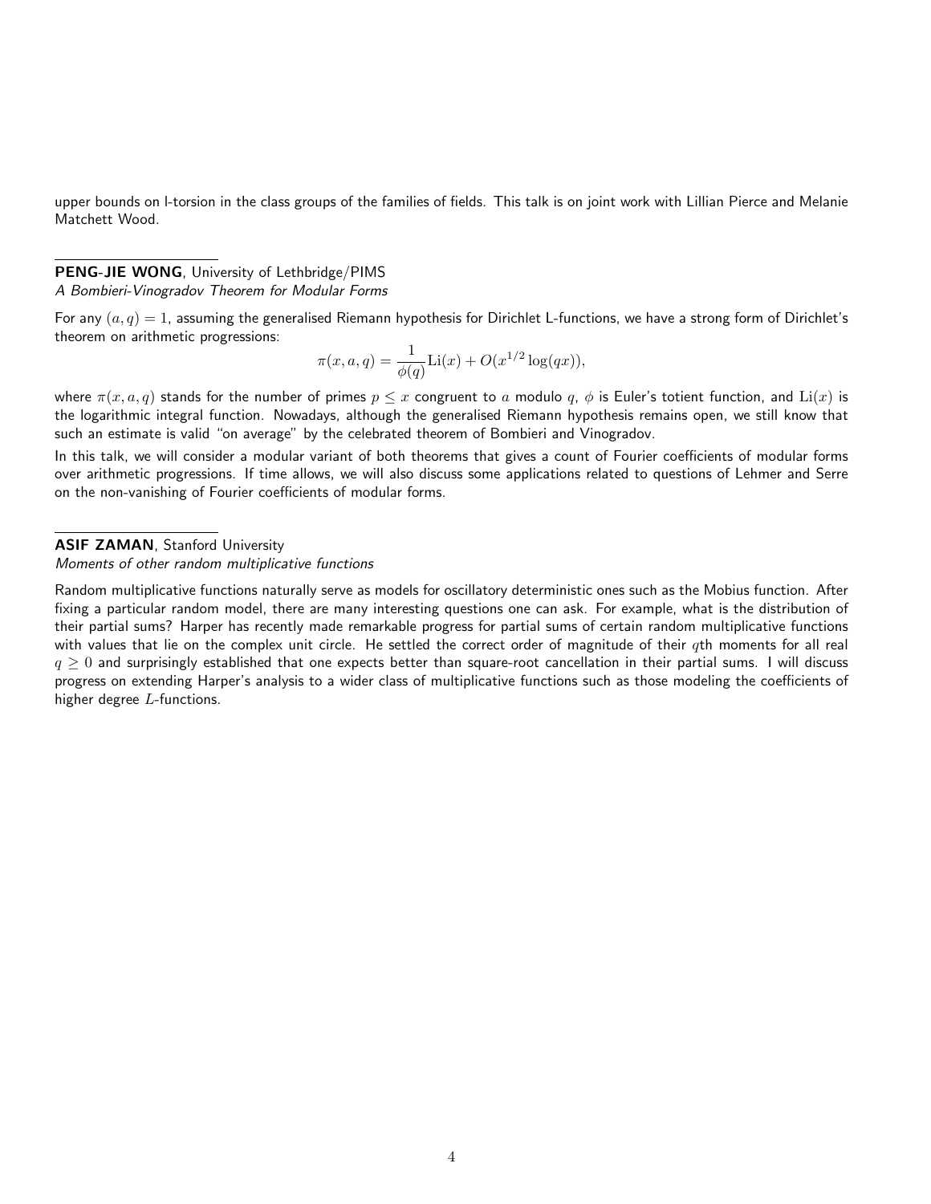upper bounds on l-torsion in the class groups of the families of fields. This talk is on joint work with Lillian Pierce and Melanie Matchett Wood.

**PENG-JIE WONG**, University of Lethbridge/PIMS
*A Bombieri-Vinogradov Theorem for Modular Forms*

For any $(a, q) = 1$, assuming the generalised Riemann hypothesis for Dirichlet L-functions, we have a strong form of Dirichlet's theorem on arithmetic progressions:

$$\pi(x, a, q) = \frac{1}{\phi(q)}\mathrm{Li}(x) + O(x^{1/2}\log(qx)),$$

where $\pi(x, a, q)$ stands for the number of primes $p \leq x$ congruent to $a$ modulo $q$, $\phi$ is Euler's totient function, and $\mathrm{Li}(x)$ is the logarithmic integral function. Nowadays, although the generalised Riemann hypothesis remains open, we still know that such an estimate is valid "on average" by the celebrated theorem of Bombieri and Vinogradov.

In this talk, we will consider a modular variant of both theorems that gives a count of Fourier coefficients of modular forms over arithmetic progressions. If time allows, we will also discuss some applications related to questions of Lehmer and Serre on the non-vanishing of Fourier coefficients of modular forms.

**ASIF ZAMAN**, Stanford University
*Moments of other random multiplicative functions*

Random multiplicative functions naturally serve as models for oscillatory deterministic ones such as the Mobius function. After fixing a particular random model, there are many interesting questions one can ask. For example, what is the distribution of their partial sums? Harper has recently made remarkable progress for partial sums of certain random multiplicative functions with values that lie on the complex unit circle. He settled the correct order of magnitude of their $q$th moments for all real $q \geq 0$ and surprisingly established that one expects better than square-root cancellation in their partial sums. I will discuss progress on extending Harper's analysis to a wider class of multiplicative functions such as those modeling the coefficients of higher degree $L$-functions.